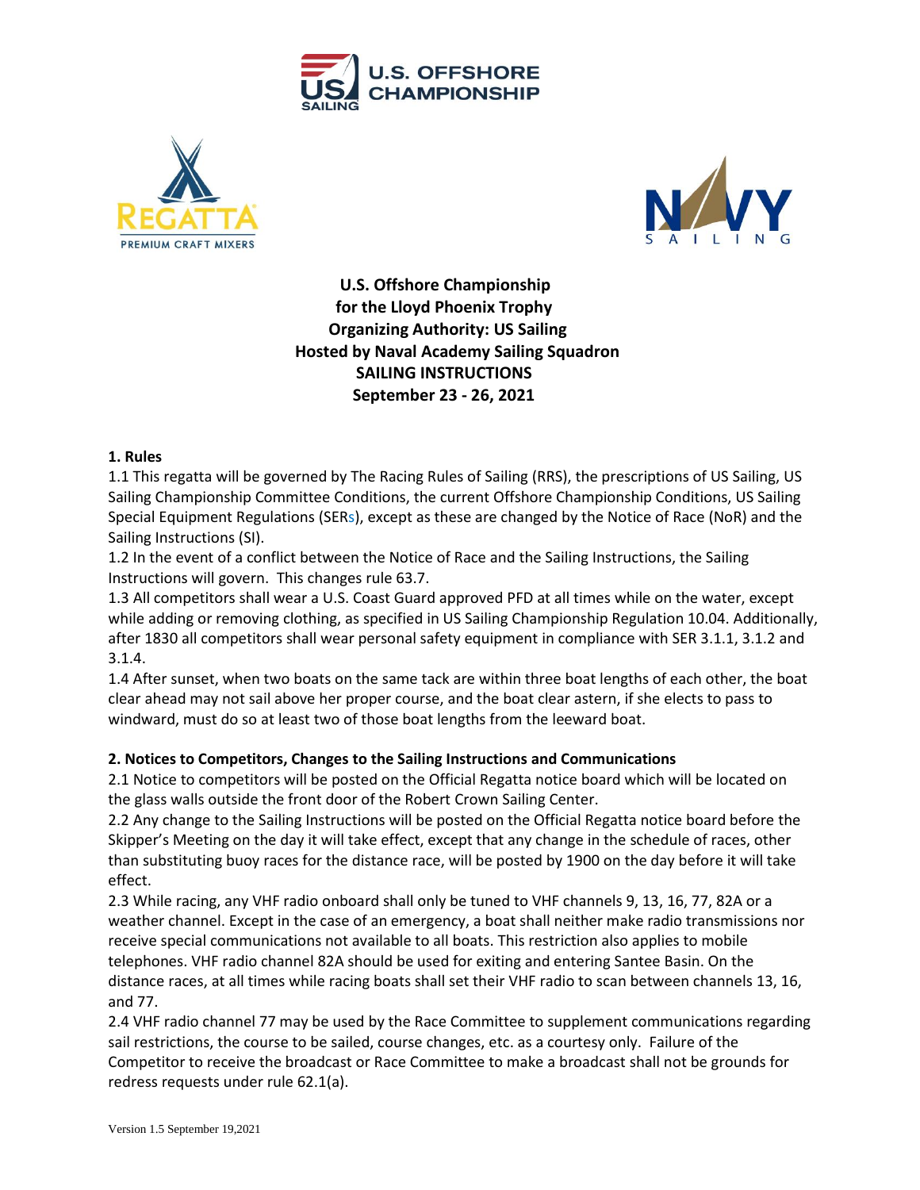**U.S. Offshore Championship**
**for the Lloyd Phoenix Trophy**
**Organizing Authority: US Sailing**
**Hosted by Naval Academy Sailing Squadron**
**SAILING INSTRUCTIONS**
**September 23 - 26, 2021**

## 1. Rules

1.1 This regatta will be governed by The Racing Rules of Sailing (RRS), the prescriptions of US Sailing, US Sailing Championship Committee Conditions, the current Offshore Championship Conditions, US Sailing Special Equipment Regulations (SERs), except as these are changed by the Notice of Race (NoR) and the Sailing Instructions (SI).

1.2 In the event of a conflict between the Notice of Race and the Sailing Instructions, the Sailing Instructions will govern. This changes rule 63.7.

1.3 All competitors shall wear a U.S. Coast Guard approved PFD at all times while on the water, except while adding or removing clothing, as specified in US Sailing Championship Regulation 10.04. Additionally, after 1830 all competitors shall wear personal safety equipment in compliance with SER 3.1.1, 3.1.2 and 3.1.4.

1.4 After sunset, when two boats on the same tack are within three boat lengths of each other, the boat clear ahead may not sail above her proper course, and the boat clear astern, if she elects to pass to windward, must do so at least two of those boat lengths from the leeward boat.

## 2. Notices to Competitors, Changes to the Sailing Instructions and Communications

2.1 Notice to competitors will be posted on the Official Regatta notice board which will be located on the glass walls outside the front door of the Robert Crown Sailing Center.

2.2 Any change to the Sailing Instructions will be posted on the Official Regatta notice board before the Skipper's Meeting on the day it will take effect, except that any change in the schedule of races, other than substituting buoy races for the distance race, will be posted by 1900 on the day before it will take effect.

2.3 While racing, any VHF radio onboard shall only be tuned to VHF channels 9, 13, 16, 77, 82A or a weather channel. Except in the case of an emergency, a boat shall neither make radio transmissions nor receive special communications not available to all boats. This restriction also applies to mobile telephones. VHF radio channel 82A should be used for exiting and entering Santee Basin. On the distance races, at all times while racing boats shall set their VHF radio to scan between channels 13, 16, and 77.

2.4 VHF radio channel 77 may be used by the Race Committee to supplement communications regarding sail restrictions, the course to be sailed, course changes, etc. as a courtesy only. Failure of the Competitor to receive the broadcast or Race Committee to make a broadcast shall not be grounds for redress requests under rule 62.1(a).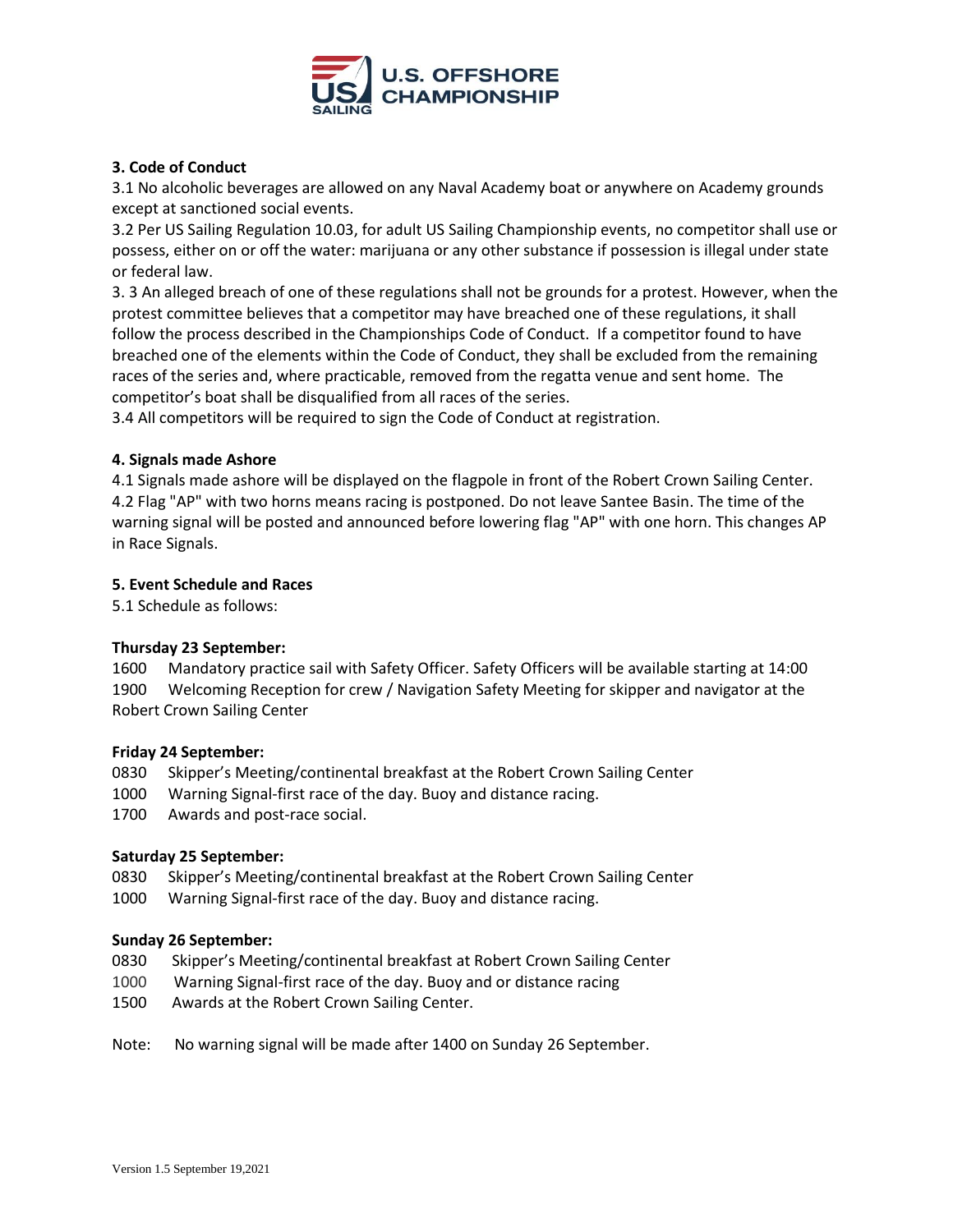### 3. Code of Conduct

3.1 No alcoholic beverages are allowed on any Naval Academy boat or anywhere on Academy grounds except at sanctioned social events.

3.2 Per US Sailing Regulation 10.03, for adult US Sailing Championship events, no competitor shall use or possess, either on or off the water: marijuana or any other substance if possession is illegal under state or federal law.

3. 3 An alleged breach of one of these regulations shall not be grounds for a protest. However, when the protest committee believes that a competitor may have breached one of these regulations, it shall follow the process described in the Championships Code of Conduct. If a competitor found to have breached one of the elements within the Code of Conduct, they shall be excluded from the remaining races of the series and, where practicable, removed from the regatta venue and sent home. The competitor's boat shall be disqualified from all races of the series.

3.4 All competitors will be required to sign the Code of Conduct at registration.

### 4. Signals made Ashore

4.1 Signals made ashore will be displayed on the flagpole in front of the Robert Crown Sailing Center.

4.2 Flag "AP" with two horns means racing is postponed. Do not leave Santee Basin. The time of the warning signal will be posted and announced before lowering flag "AP" with one horn. This changes AP in Race Signals.

### 5. Event Schedule and Races

5.1 Schedule as follows:

**Thursday 23 September:**

1600 Mandatory practice sail with Safety Officer. Safety Officers will be available starting at 14:00

1900 Welcoming Reception for crew / Navigation Safety Meeting for skipper and navigator at the Robert Crown Sailing Center

**Friday 24 September:**

0830 Skipper's Meeting/continental breakfast at the Robert Crown Sailing Center

1000 Warning Signal-first race of the day. Buoy and distance racing.

1700 Awards and post-race social.

**Saturday 25 September:**

0830 Skipper's Meeting/continental breakfast at the Robert Crown Sailing Center

1000 Warning Signal-first race of the day. Buoy and distance racing.

**Sunday 26 September:**

0830 Skipper's Meeting/continental breakfast at Robert Crown Sailing Center

1000 Warning Signal-first race of the day. Buoy and or distance racing

1500 Awards at the Robert Crown Sailing Center.

Note: No warning signal will be made after 1400 on Sunday 26 September.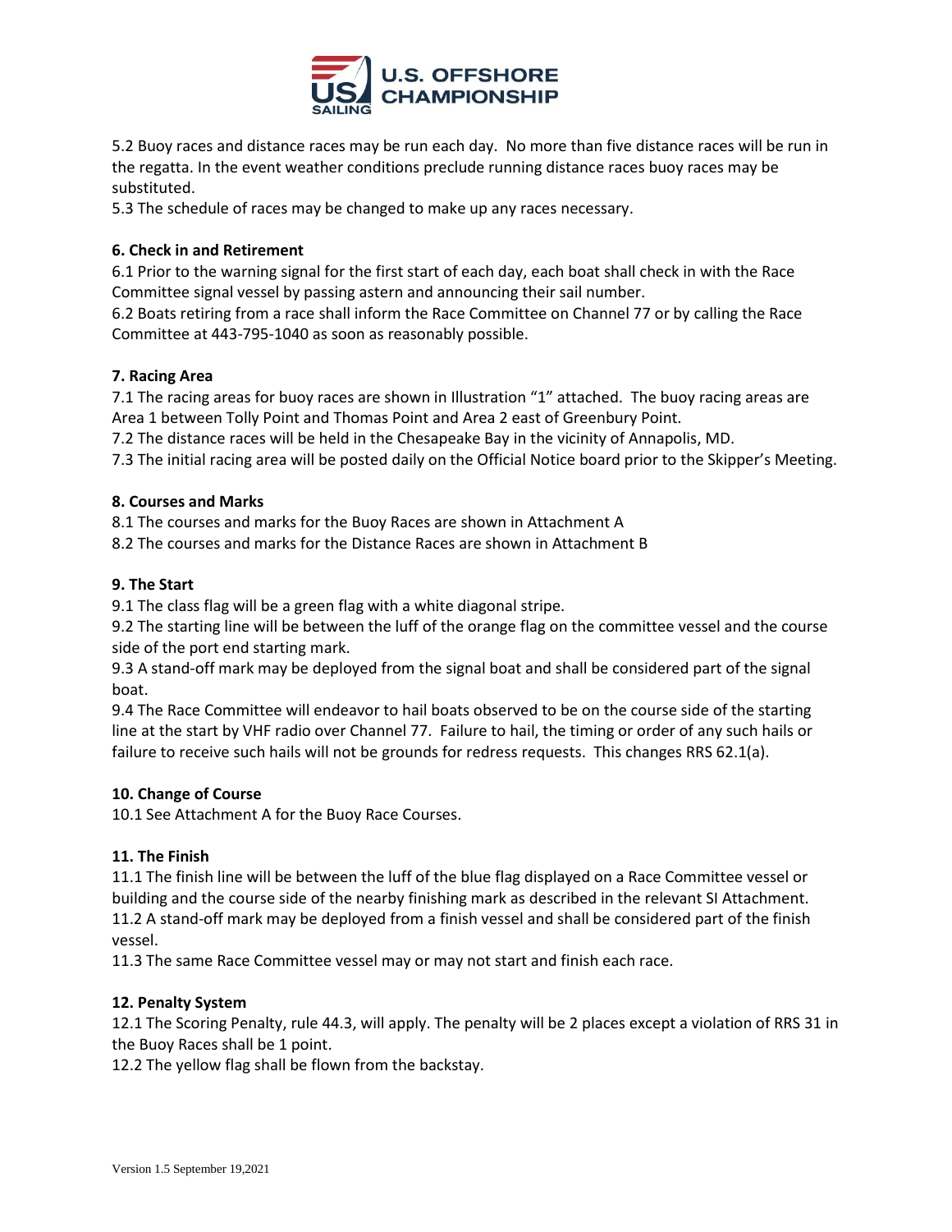5.2 Buoy races and distance races may be run each day. No more than five distance races will be run in the regatta. In the event weather conditions preclude running distance races buoy races may be substituted.

5.3 The schedule of races may be changed to make up any races necessary.

**6. Check in and Retirement**

6.1 Prior to the warning signal for the first start of each day, each boat shall check in with the Race Committee signal vessel by passing astern and announcing their sail number.

6.2 Boats retiring from a race shall inform the Race Committee on Channel 77 or by calling the Race Committee at 443-795-1040 as soon as reasonably possible.

**7. Racing Area**

7.1 The racing areas for buoy races are shown in Illustration "1" attached. The buoy racing areas are Area 1 between Tolly Point and Thomas Point and Area 2 east of Greenbury Point.

7.2 The distance races will be held in the Chesapeake Bay in the vicinity of Annapolis, MD.

7.3 The initial racing area will be posted daily on the Official Notice board prior to the Skipper's Meeting.

**8. Courses and Marks**

8.1 The courses and marks for the Buoy Races are shown in Attachment A

8.2 The courses and marks for the Distance Races are shown in Attachment B

**9. The Start**

9.1 The class flag will be a green flag with a white diagonal stripe.

9.2 The starting line will be between the luff of the orange flag on the committee vessel and the course side of the port end starting mark.

9.3 A stand-off mark may be deployed from the signal boat and shall be considered part of the signal boat.

9.4 The Race Committee will endeavor to hail boats observed to be on the course side of the starting line at the start by VHF radio over Channel 77. Failure to hail, the timing or order of any such hails or failure to receive such hails will not be grounds for redress requests. This changes RRS 62.1(a).

**10. Change of Course**

10.1 See Attachment A for the Buoy Race Courses.

**11. The Finish**

11.1 The finish line will be between the luff of the blue flag displayed on a Race Committee vessel or building and the course side of the nearby finishing mark as described in the relevant SI Attachment.

11.2 A stand-off mark may be deployed from a finish vessel and shall be considered part of the finish vessel.

11.3 The same Race Committee vessel may or may not start and finish each race.

**12. Penalty System**

12.1 The Scoring Penalty, rule 44.3, will apply. The penalty will be 2 places except a violation of RRS 31 in the Buoy Races shall be 1 point.

12.2 The yellow flag shall be flown from the backstay.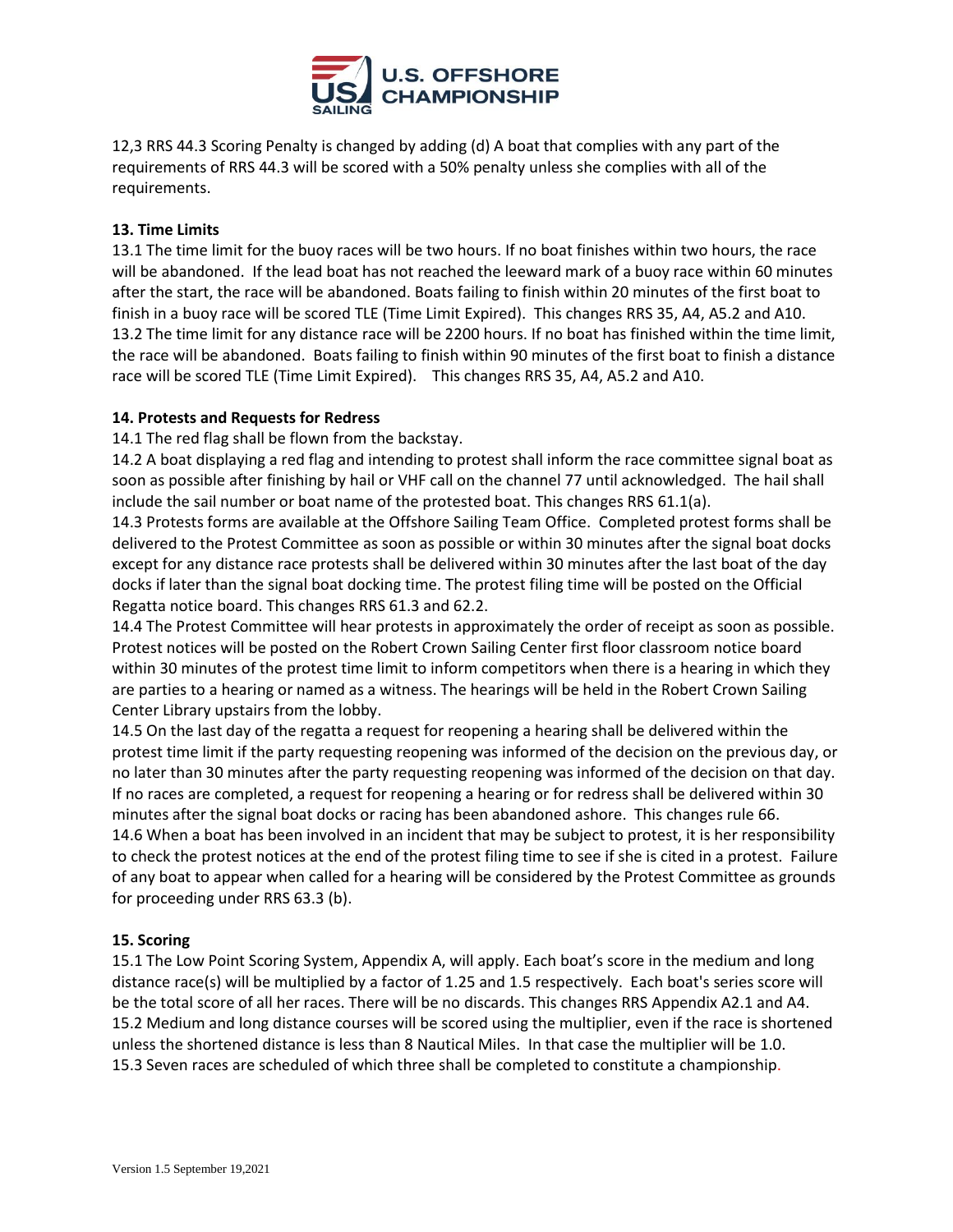12,3 RRS 44.3 Scoring Penalty is changed by adding (d) A boat that complies with any part of the requirements of RRS 44.3 will be scored with a 50% penalty unless she complies with all of the requirements.

**13. Time Limits**

13.1 The time limit for the buoy races will be two hours. If no boat finishes within two hours, the race will be abandoned. If the lead boat has not reached the leeward mark of a buoy race within 60 minutes after the start, the race will be abandoned. Boats failing to finish within 20 minutes of the first boat to finish in a buoy race will be scored TLE (Time Limit Expired). This changes RRS 35, A4, A5.2 and A10.

13.2 The time limit for any distance race will be 2200 hours. If no boat has finished within the time limit, the race will be abandoned. Boats failing to finish within 90 minutes of the first boat to finish a distance race will be scored TLE (Time Limit Expired). This changes RRS 35, A4, A5.2 and A10.

**14. Protests and Requests for Redress**

14.1 The red flag shall be flown from the backstay.

14.2 A boat displaying a red flag and intending to protest shall inform the race committee signal boat as soon as possible after finishing by hail or VHF call on the channel 77 until acknowledged. The hail shall include the sail number or boat name of the protested boat. This changes RRS 61.1(a).

14.3 Protests forms are available at the Offshore Sailing Team Office. Completed protest forms shall be delivered to the Protest Committee as soon as possible or within 30 minutes after the signal boat docks except for any distance race protests shall be delivered within 30 minutes after the last boat of the day docks if later than the signal boat docking time. The protest filing time will be posted on the Official Regatta notice board. This changes RRS 61.3 and 62.2.

14.4 The Protest Committee will hear protests in approximately the order of receipt as soon as possible. Protest notices will be posted on the Robert Crown Sailing Center first floor classroom notice board within 30 minutes of the protest time limit to inform competitors when there is a hearing in which they are parties to a hearing or named as a witness. The hearings will be held in the Robert Crown Sailing Center Library upstairs from the lobby.

14.5 On the last day of the regatta a request for reopening a hearing shall be delivered within the protest time limit if the party requesting reopening was informed of the decision on the previous day, or no later than 30 minutes after the party requesting reopening was informed of the decision on that day. If no races are completed, a request for reopening a hearing or for redress shall be delivered within 30 minutes after the signal boat docks or racing has been abandoned ashore. This changes rule 66.

14.6 When a boat has been involved in an incident that may be subject to protest, it is her responsibility to check the protest notices at the end of the protest filing time to see if she is cited in a protest. Failure of any boat to appear when called for a hearing will be considered by the Protest Committee as grounds for proceeding under RRS 63.3 (b).

**15. Scoring**

15.1 The Low Point Scoring System, Appendix A, will apply. Each boat's score in the medium and long distance race(s) will be multiplied by a factor of 1.25 and 1.5 respectively. Each boat's series score will be the total score of all her races. There will be no discards. This changes RRS Appendix A2.1 and A4.

15.2 Medium and long distance courses will be scored using the multiplier, even if the race is shortened unless the shortened distance is less than 8 Nautical Miles. In that case the multiplier will be 1.0.

15.3 Seven races are scheduled of which three shall be completed to constitute a championship.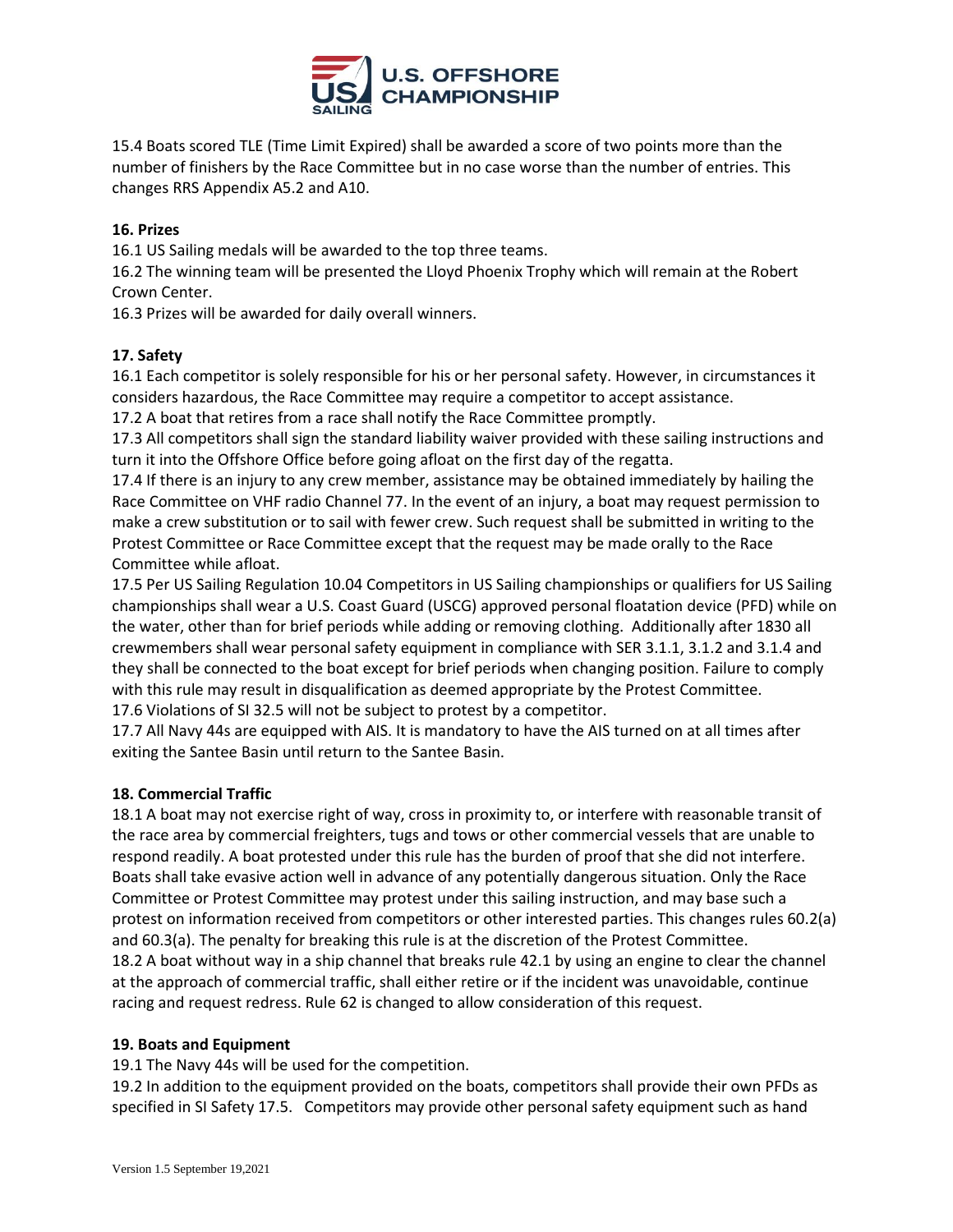15.4 Boats scored TLE (Time Limit Expired) shall be awarded a score of two points more than the number of finishers by the Race Committee but in no case worse than the number of entries. This changes RRS Appendix A5.2 and A10.

**16. Prizes**

16.1 US Sailing medals will be awarded to the top three teams.
16.2 The winning team will be presented the Lloyd Phoenix Trophy which will remain at the Robert Crown Center.
16.3 Prizes will be awarded for daily overall winners.

**17. Safety**

16.1 Each competitor is solely responsible for his or her personal safety. However, in circumstances it considers hazardous, the Race Committee may require a competitor to accept assistance.
17.2 A boat that retires from a race shall notify the Race Committee promptly.
17.3 All competitors shall sign the standard liability waiver provided with these sailing instructions and turn it into the Offshore Office before going afloat on the first day of the regatta.
17.4 If there is an injury to any crew member, assistance may be obtained immediately by hailing the Race Committee on VHF radio Channel 77. In the event of an injury, a boat may request permission to make a crew substitution or to sail with fewer crew. Such request shall be submitted in writing to the Protest Committee or Race Committee except that the request may be made orally to the Race Committee while afloat.
17.5 Per US Sailing Regulation 10.04 Competitors in US Sailing championships or qualifiers for US Sailing championships shall wear a U.S. Coast Guard (USCG) approved personal floatation device (PFD) while on the water, other than for brief periods while adding or removing clothing. Additionally after 1830 all crewmembers shall wear personal safety equipment in compliance with SER 3.1.1, 3.1.2 and 3.1.4 and they shall be connected to the boat except for brief periods when changing position. Failure to comply with this rule may result in disqualification as deemed appropriate by the Protest Committee.
17.6 Violations of SI 32.5 will not be subject to protest by a competitor.
17.7 All Navy 44s are equipped with AIS. It is mandatory to have the AIS turned on at all times after exiting the Santee Basin until return to the Santee Basin.

**18. Commercial Traffic**

18.1 A boat may not exercise right of way, cross in proximity to, or interfere with reasonable transit of the race area by commercial freighters, tugs and tows or other commercial vessels that are unable to respond readily. A boat protested under this rule has the burden of proof that she did not interfere. Boats shall take evasive action well in advance of any potentially dangerous situation. Only the Race Committee or Protest Committee may protest under this sailing instruction, and may base such a protest on information received from competitors or other interested parties. This changes rules 60.2(a) and 60.3(a). The penalty for breaking this rule is at the discretion of the Protest Committee.
18.2 A boat without way in a ship channel that breaks rule 42.1 by using an engine to clear the channel at the approach of commercial traffic, shall either retire or if the incident was unavoidable, continue racing and request redress. Rule 62 is changed to allow consideration of this request.

**19. Boats and Equipment**

19.1 The Navy 44s will be used for the competition.
19.2 In addition to the equipment provided on the boats, competitors shall provide their own PFDs as specified in SI Safety 17.5. Competitors may provide other personal safety equipment such as hand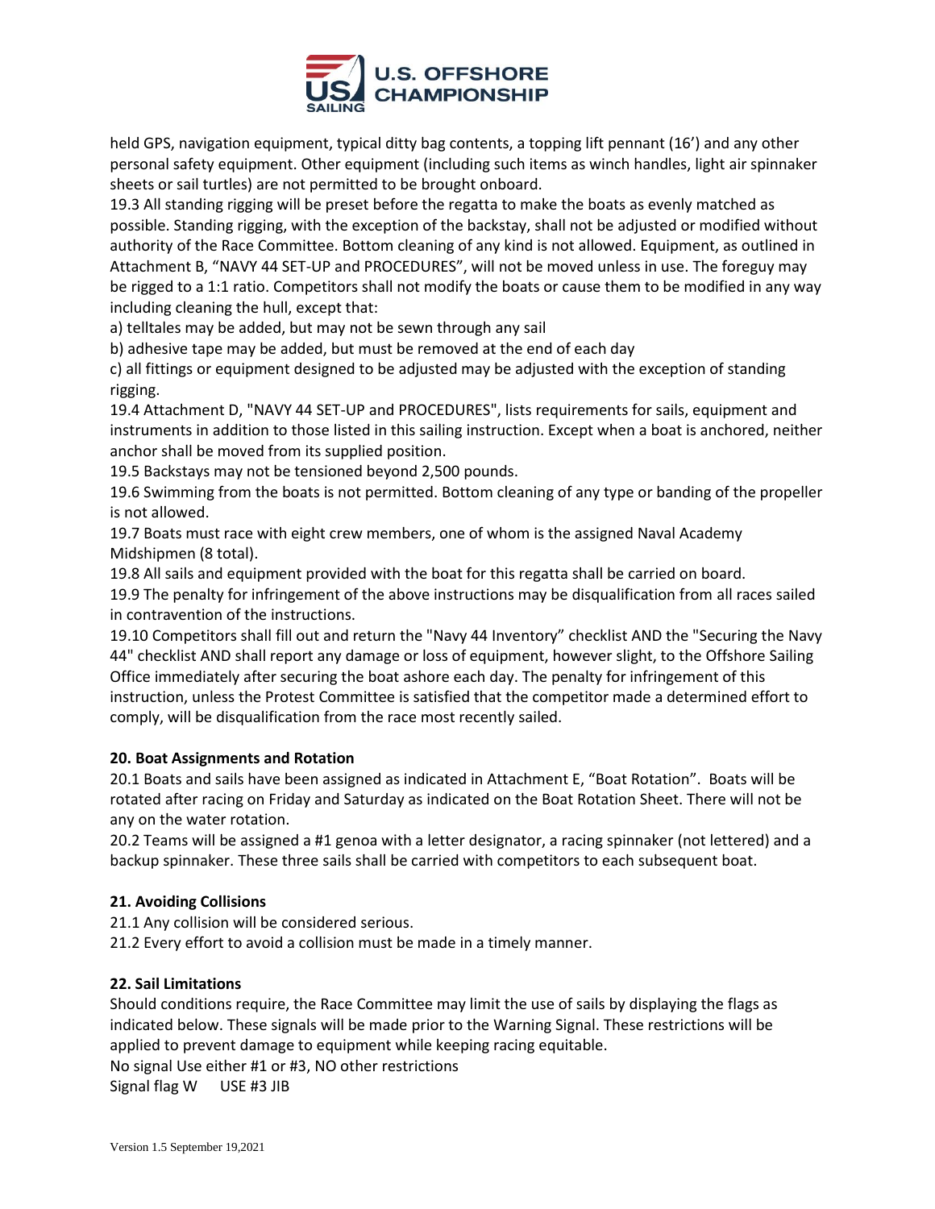held GPS, navigation equipment, typical ditty bag contents, a topping lift pennant (16') and any other personal safety equipment. Other equipment (including such items as winch handles, light air spinnaker sheets or sail turtles) are not permitted to be brought onboard.

19.3 All standing rigging will be preset before the regatta to make the boats as evenly matched as possible. Standing rigging, with the exception of the backstay, shall not be adjusted or modified without authority of the Race Committee. Bottom cleaning of any kind is not allowed. Equipment, as outlined in Attachment B, "NAVY 44 SET-UP and PROCEDURES", will not be moved unless in use. The foreguy may be rigged to a 1:1 ratio. Competitors shall not modify the boats or cause them to be modified in any way including cleaning the hull, except that:

a) telltales may be added, but may not be sewn through any sail

b) adhesive tape may be added, but must be removed at the end of each day

c) all fittings or equipment designed to be adjusted may be adjusted with the exception of standing rigging.

19.4 Attachment D, "NAVY 44 SET-UP and PROCEDURES", lists requirements for sails, equipment and instruments in addition to those listed in this sailing instruction. Except when a boat is anchored, neither anchor shall be moved from its supplied position.

19.5 Backstays may not be tensioned beyond 2,500 pounds.

19.6 Swimming from the boats is not permitted. Bottom cleaning of any type or banding of the propeller is not allowed.

19.7 Boats must race with eight crew members, one of whom is the assigned Naval Academy Midshipmen (8 total).

19.8 All sails and equipment provided with the boat for this regatta shall be carried on board.

19.9 The penalty for infringement of the above instructions may be disqualification from all races sailed in contravention of the instructions.

19.10 Competitors shall fill out and return the "Navy 44 Inventory" checklist AND the "Securing the Navy 44" checklist AND shall report any damage or loss of equipment, however slight, to the Offshore Sailing Office immediately after securing the boat ashore each day. The penalty for infringement of this instruction, unless the Protest Committee is satisfied that the competitor made a determined effort to comply, will be disqualification from the race most recently sailed.

**20. Boat Assignments and Rotation**

20.1 Boats and sails have been assigned as indicated in Attachment E, "Boat Rotation". Boats will be rotated after racing on Friday and Saturday as indicated on the Boat Rotation Sheet. There will not be any on the water rotation.

20.2 Teams will be assigned a #1 genoa with a letter designator, a racing spinnaker (not lettered) and a backup spinnaker. These three sails shall be carried with competitors to each subsequent boat.

**21. Avoiding Collisions**

21.1 Any collision will be considered serious.

21.2 Every effort to avoid a collision must be made in a timely manner.

**22. Sail Limitations**

Should conditions require, the Race Committee may limit the use of sails by displaying the flags as indicated below. These signals will be made prior to the Warning Signal. These restrictions will be applied to prevent damage to equipment while keeping racing equitable.

No signal Use either #1 or #3, NO other restrictions

Signal flag W USE #3 JIB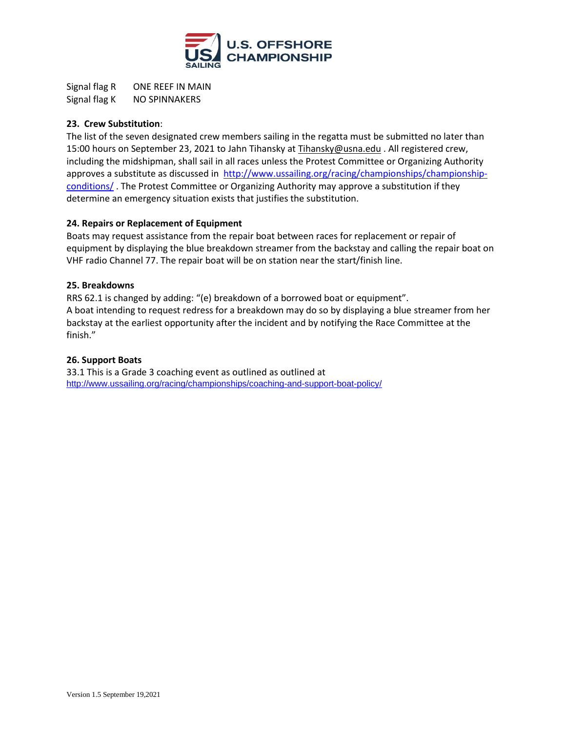Signal flag R ONE REEF IN MAIN
Signal flag K NO SPINNAKERS

**23. Crew Substitution**:

The list of the seven designated crew members sailing in the regatta must be submitted no later than 15:00 hours on September 23, 2021 to Jahn Tihansky at Tihansky@usna.edu . All registered crew, including the midshipman, shall sail in all races unless the Protest Committee or Organizing Authority approves a substitute as discussed in http://www.ussailing.org/racing/championships/championship-conditions/ . The Protest Committee or Organizing Authority may approve a substitution if they determine an emergency situation exists that justifies the substitution.

**24. Repairs or Replacement of Equipment**

Boats may request assistance from the repair boat between races for replacement or repair of equipment by displaying the blue breakdown streamer from the backstay and calling the repair boat on VHF radio Channel 77. The repair boat will be on station near the start/finish line.

**25. Breakdowns**

RRS 62.1 is changed by adding: "(e) breakdown of a borrowed boat or equipment".
A boat intending to request redress for a breakdown may do so by displaying a blue streamer from her backstay at the earliest opportunity after the incident and by notifying the Race Committee at the finish."

**26. Support Boats**

33.1 This is a Grade 3 coaching event as outlined as outlined at
http://www.ussailing.org/racing/championships/coaching-and-support-boat-policy/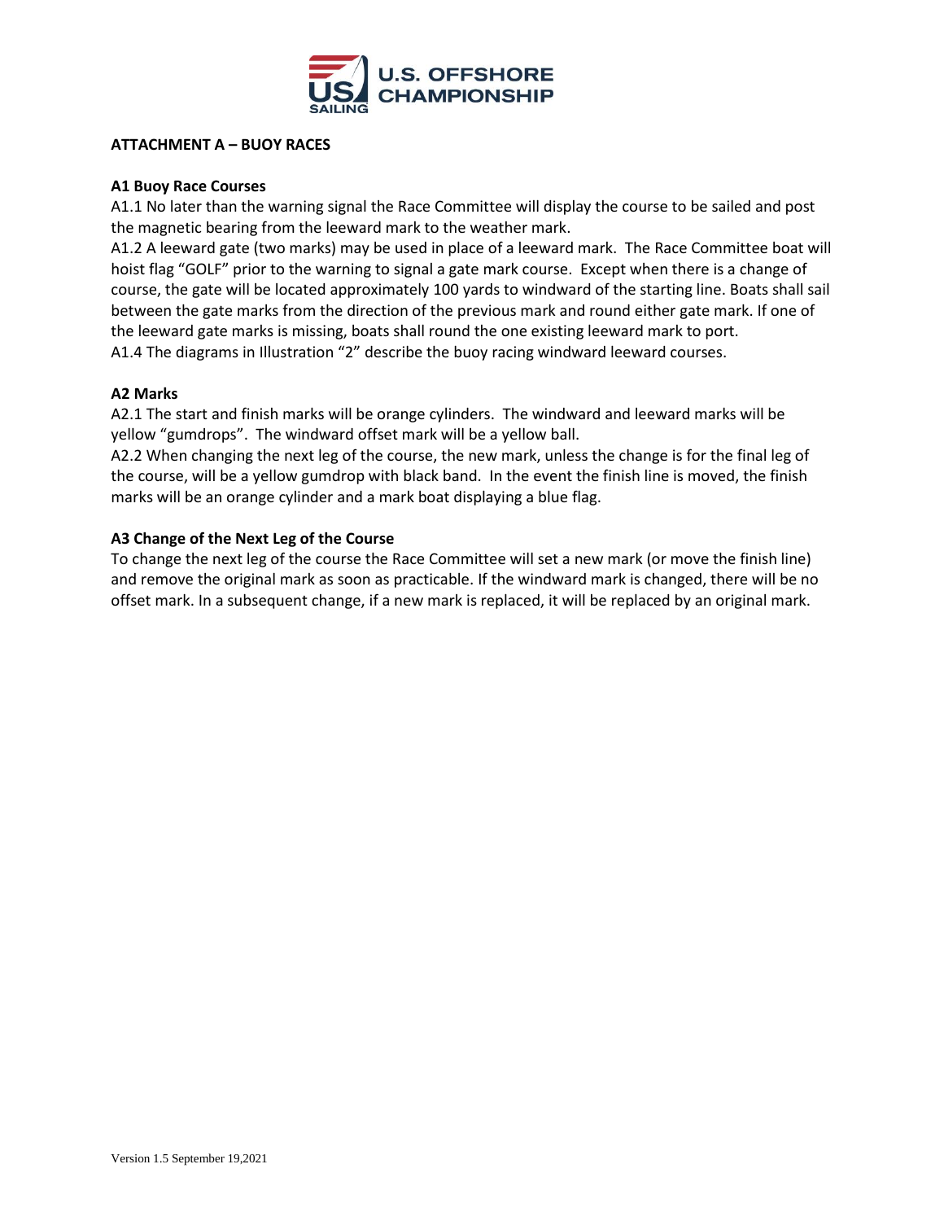## ATTACHMENT A – BUOY RACES

### A1 Buoy Race Courses

A1.1 No later than the warning signal the Race Committee will display the course to be sailed and post the magnetic bearing from the leeward mark to the weather mark.

A1.2 A leeward gate (two marks) may be used in place of a leeward mark. The Race Committee boat will hoist flag "GOLF" prior to the warning to signal a gate mark course. Except when there is a change of course, the gate will be located approximately 100 yards to windward of the starting line. Boats shall sail between the gate marks from the direction of the previous mark and round either gate mark. If one of the leeward gate marks is missing, boats shall round the one existing leeward mark to port.

A1.4 The diagrams in Illustration "2" describe the buoy racing windward leeward courses.

### A2 Marks

A2.1 The start and finish marks will be orange cylinders. The windward and leeward marks will be yellow "gumdrops". The windward offset mark will be a yellow ball.

A2.2 When changing the next leg of the course, the new mark, unless the change is for the final leg of the course, will be a yellow gumdrop with black band. In the event the finish line is moved, the finish marks will be an orange cylinder and a mark boat displaying a blue flag.

### A3 Change of the Next Leg of the Course

To change the next leg of the course the Race Committee will set a new mark (or move the finish line) and remove the original mark as soon as practicable. If the windward mark is changed, there will be no offset mark. In a subsequent change, if a new mark is replaced, it will be replaced by an original mark.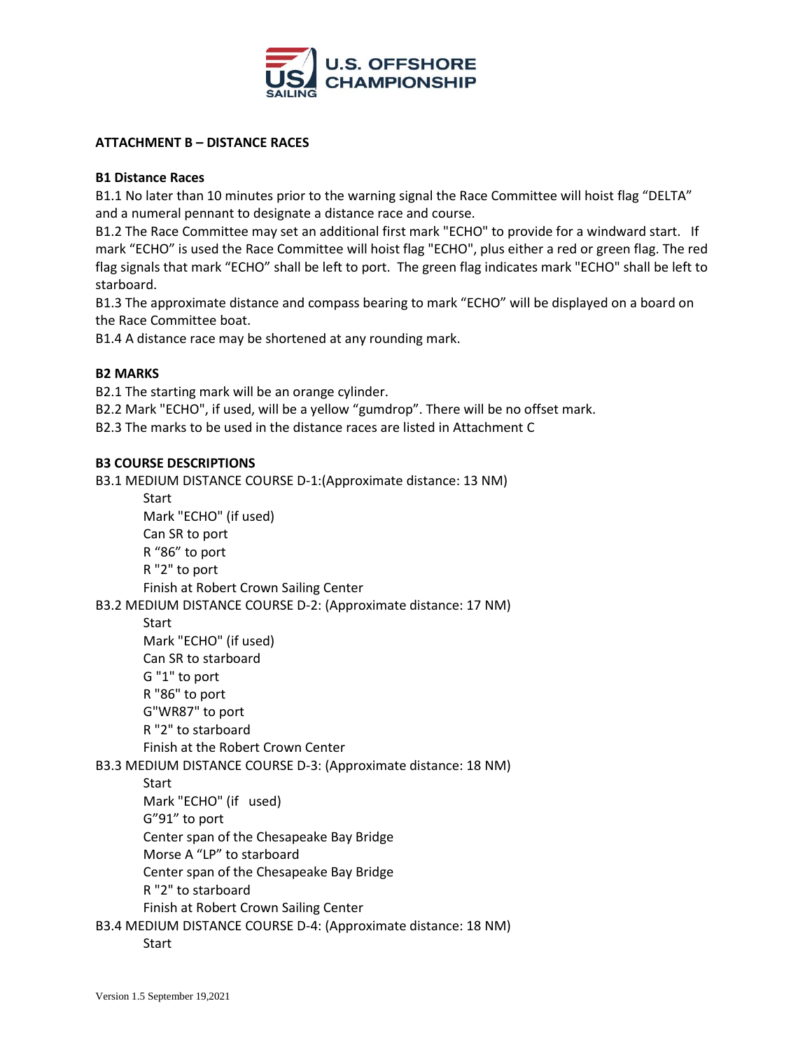## ATTACHMENT B – DISTANCE RACES

### B1 Distance Races

B1.1 No later than 10 minutes prior to the warning signal the Race Committee will hoist flag "DELTA" and a numeral pennant to designate a distance race and course.

B1.2 The Race Committee may set an additional first mark "ECHO" to provide for a windward start. If mark "ECHO" is used the Race Committee will hoist flag "ECHO", plus either a red or green flag. The red flag signals that mark "ECHO" shall be left to port. The green flag indicates mark "ECHO" shall be left to starboard.

B1.3 The approximate distance and compass bearing to mark "ECHO" will be displayed on a board on the Race Committee boat.

B1.4 A distance race may be shortened at any rounding mark.

### B2 MARKS

B2.1 The starting mark will be an orange cylinder.

B2.2 Mark "ECHO", if used, will be a yellow "gumdrop". There will be no offset mark.

B2.3 The marks to be used in the distance races are listed in Attachment C

### B3 COURSE DESCRIPTIONS

B3.1 MEDIUM DISTANCE COURSE D-1:(Approximate distance: 13 NM)

- Start
- Mark "ECHO" (if used)
- Can SR to port
- R "86" to port
- R "2" to port
- Finish at Robert Crown Sailing Center

B3.2 MEDIUM DISTANCE COURSE D-2: (Approximate distance: 17 NM)

- Start
- Mark "ECHO" (if used)
- Can SR to starboard
- G "1" to port
- R "86" to port
- G"WR87" to port
- R "2" to starboard
- Finish at the Robert Crown Center

B3.3 MEDIUM DISTANCE COURSE D-3: (Approximate distance: 18 NM)

- Start
- Mark "ECHO" (if used)
- G"91" to port
- Center span of the Chesapeake Bay Bridge
- Morse A "LP" to starboard
- Center span of the Chesapeake Bay Bridge
- R "2" to starboard
- Finish at Robert Crown Sailing Center

B3.4 MEDIUM DISTANCE COURSE D-4: (Approximate distance: 18 NM)

- Start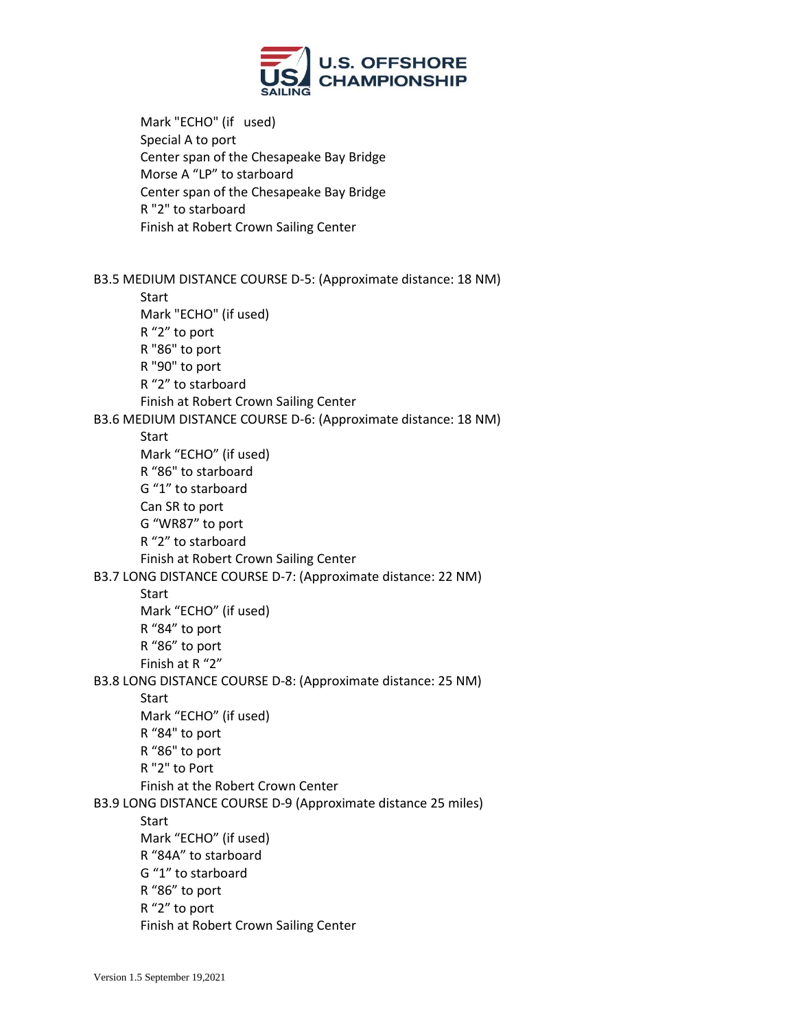Mark "ECHO" (if used)
Special A to port
Center span of the Chesapeake Bay Bridge
Morse A "LP" to starboard
Center span of the Chesapeake Bay Bridge
R "2" to starboard
Finish at Robert Crown Sailing Center

B3.5 MEDIUM DISTANCE COURSE D-5: (Approximate distance: 18 NM)

Start
Mark "ECHO" (if used)
R "2" to port
R "86" to port
R "90" to port
R "2" to starboard
Finish at Robert Crown Sailing Center

B3.6 MEDIUM DISTANCE COURSE D-6: (Approximate distance: 18 NM)

Start
Mark "ECHO" (if used)
R "86" to starboard
G "1" to starboard
Can SR to port
G "WR87" to port
R "2" to starboard
Finish at Robert Crown Sailing Center

B3.7 LONG DISTANCE COURSE D-7: (Approximate distance: 22 NM)

Start
Mark "ECHO" (if used)
R "84" to port
R "86" to port
Finish at R "2"

B3.8 LONG DISTANCE COURSE D-8: (Approximate distance: 25 NM)

Start
Mark "ECHO" (if used)
R "84" to port
R "86" to port
R "2" to Port
Finish at the Robert Crown Center

B3.9 LONG DISTANCE COURSE D-9 (Approximate distance 25 miles)

Start
Mark "ECHO" (if used)
R "84A" to starboard
G "1" to starboard
R "86" to port
R "2" to port
Finish at Robert Crown Sailing Center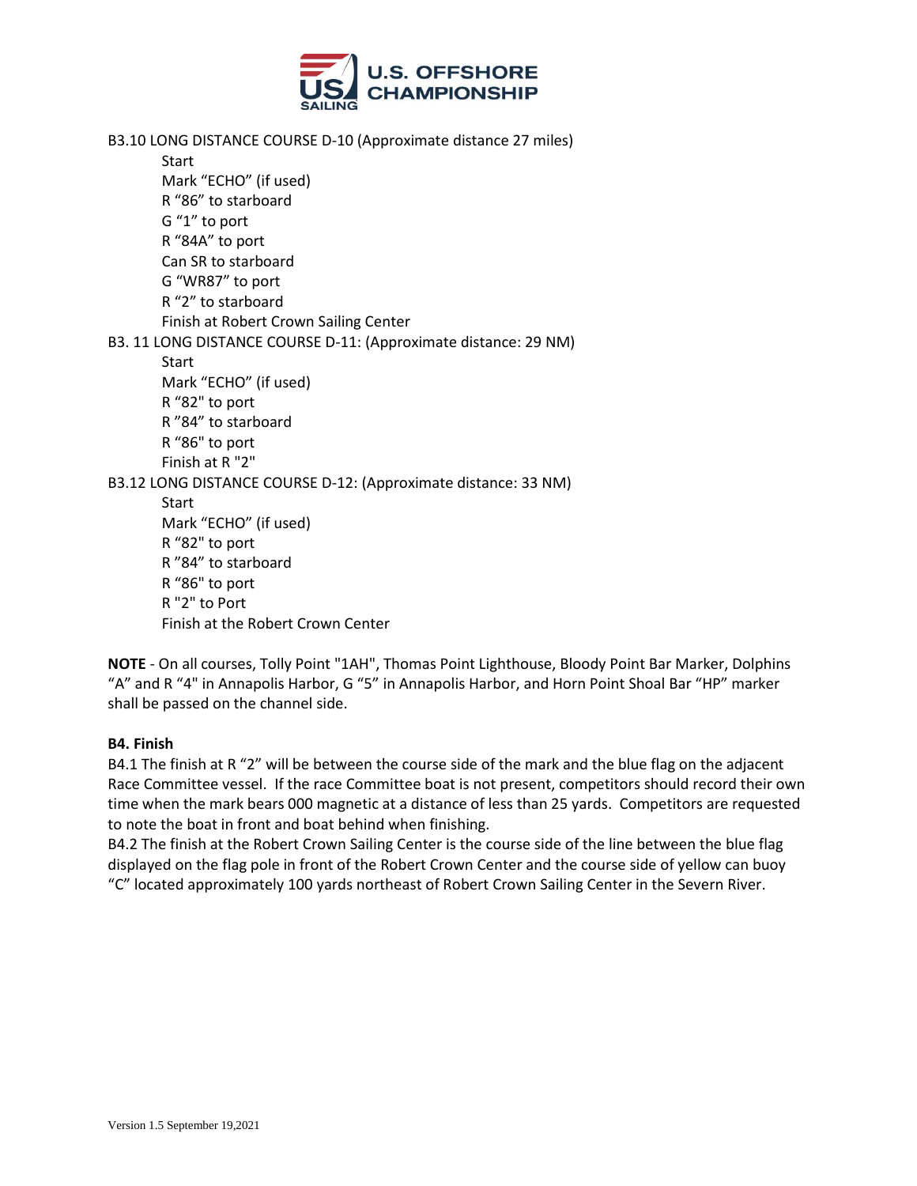B3.10 LONG DISTANCE COURSE D-10 (Approximate distance 27 miles)

- Start
- Mark “ECHO” (if used)
- R “86” to starboard
- G “1” to port
- R “84A” to port
- Can SR to starboard
- G “WR87” to port
- R “2” to starboard
- Finish at Robert Crown Sailing Center

B3. 11 LONG DISTANCE COURSE D-11: (Approximate distance: 29 NM)

- Start
- Mark “ECHO” (if used)
- R “82" to port
- R ”84” to starboard
- R “86" to port
- Finish at R "2"

B3.12 LONG DISTANCE COURSE D-12: (Approximate distance: 33 NM)

- Start
- Mark “ECHO” (if used)
- R “82" to port
- R ”84” to starboard
- R “86" to port
- R "2" to Port
- Finish at the Robert Crown Center

**NOTE** - On all courses, Tolly Point "1AH", Thomas Point Lighthouse, Bloody Point Bar Marker, Dolphins “A” and R “4" in Annapolis Harbor, G “5” in Annapolis Harbor, and Horn Point Shoal Bar “HP” marker shall be passed on the channel side.

**B4. Finish**

B4.1 The finish at R “2” will be between the course side of the mark and the blue flag on the adjacent Race Committee vessel. If the race Committee boat is not present, competitors should record their own time when the mark bears 000 magnetic at a distance of less than 25 yards. Competitors are requested to note the boat in front and boat behind when finishing.

B4.2 The finish at the Robert Crown Sailing Center is the course side of the line between the blue flag displayed on the flag pole in front of the Robert Crown Center and the course side of yellow can buoy “C” located approximately 100 yards northeast of Robert Crown Sailing Center in the Severn River.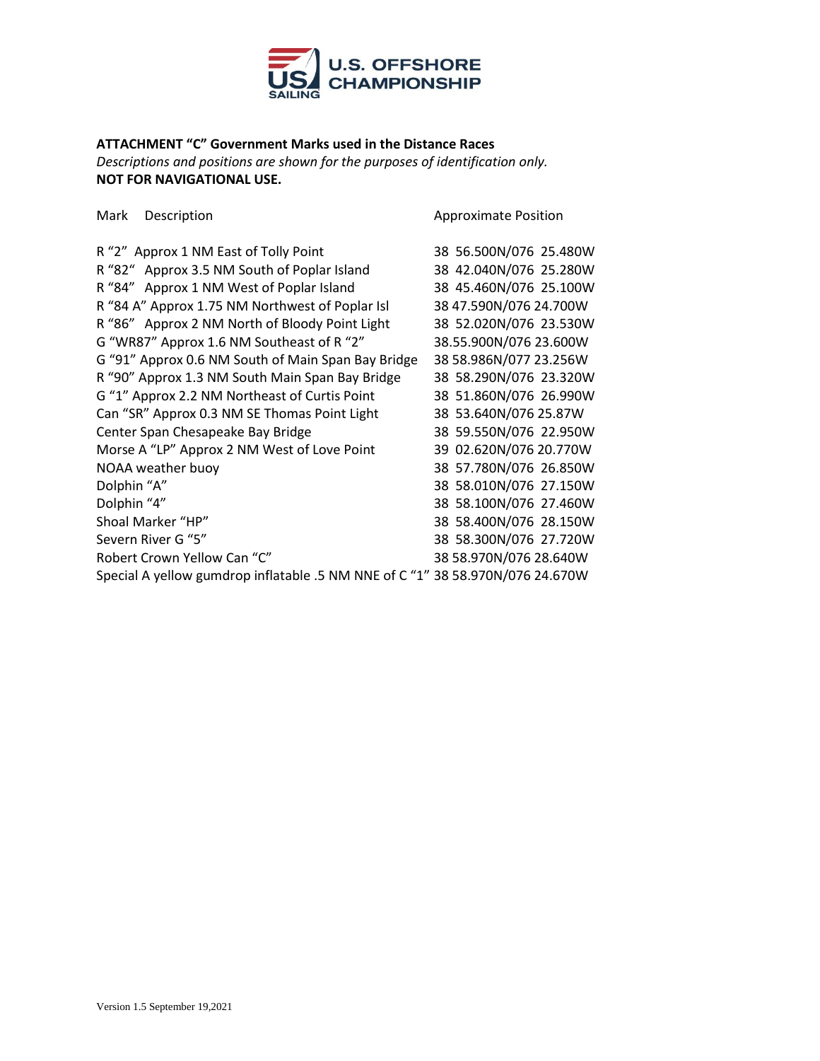**ATTACHMENT "C" Government Marks used in the Distance Races**

*Descriptions and positions are shown for the purposes of identification only.*

**NOT FOR NAVIGATIONAL USE.**

| Mark Description | Approximate Position |
|---|---|
| R "2" Approx 1 NM East of Tolly Point | 38 56.500N/076 25.480W |
| R "82" Approx 3.5 NM South of Poplar Island | 38 42.040N/076 25.280W |
| R "84" Approx 1 NM West of Poplar Island | 38 45.460N/076 25.100W |
| R "84 A" Approx 1.75 NM Northwest of Poplar Isl | 38 47.590N/076 24.700W |
| R "86" Approx 2 NM North of Bloody Point Light | 38 52.020N/076 23.530W |
| G "WR87" Approx 1.6 NM Southeast of R "2" | 38.55.900N/076 23.600W |
| G "91" Approx 0.6 NM South of Main Span Bay Bridge | 38 58.986N/077 23.256W |
| R "90" Approx 1.3 NM South Main Span Bay Bridge | 38 58.290N/076 23.320W |
| G "1" Approx 2.2 NM Northeast of Curtis Point | 38 51.860N/076 26.990W |
| Can "SR" Approx 0.3 NM SE Thomas Point Light | 38 53.640N/076 25.87W |
| Center Span Chesapeake Bay Bridge | 38 59.550N/076 22.950W |
| Morse A "LP" Approx 2 NM West of Love Point | 39 02.620N/076 20.770W |
| NOAA weather buoy | 38 57.780N/076 26.850W |
| Dolphin "A" | 38 58.010N/076 27.150W |
| Dolphin "4" | 38 58.100N/076 27.460W |
| Shoal Marker "HP" | 38 58.400N/076 28.150W |
| Severn River G "5" | 38 58.300N/076 27.720W |
| Robert Crown Yellow Can "C" | 38 58.970N/076 28.640W |
| Special A yellow gumdrop inflatable .5 NM NNE of C "1" | 38 58.970N/076 24.670W |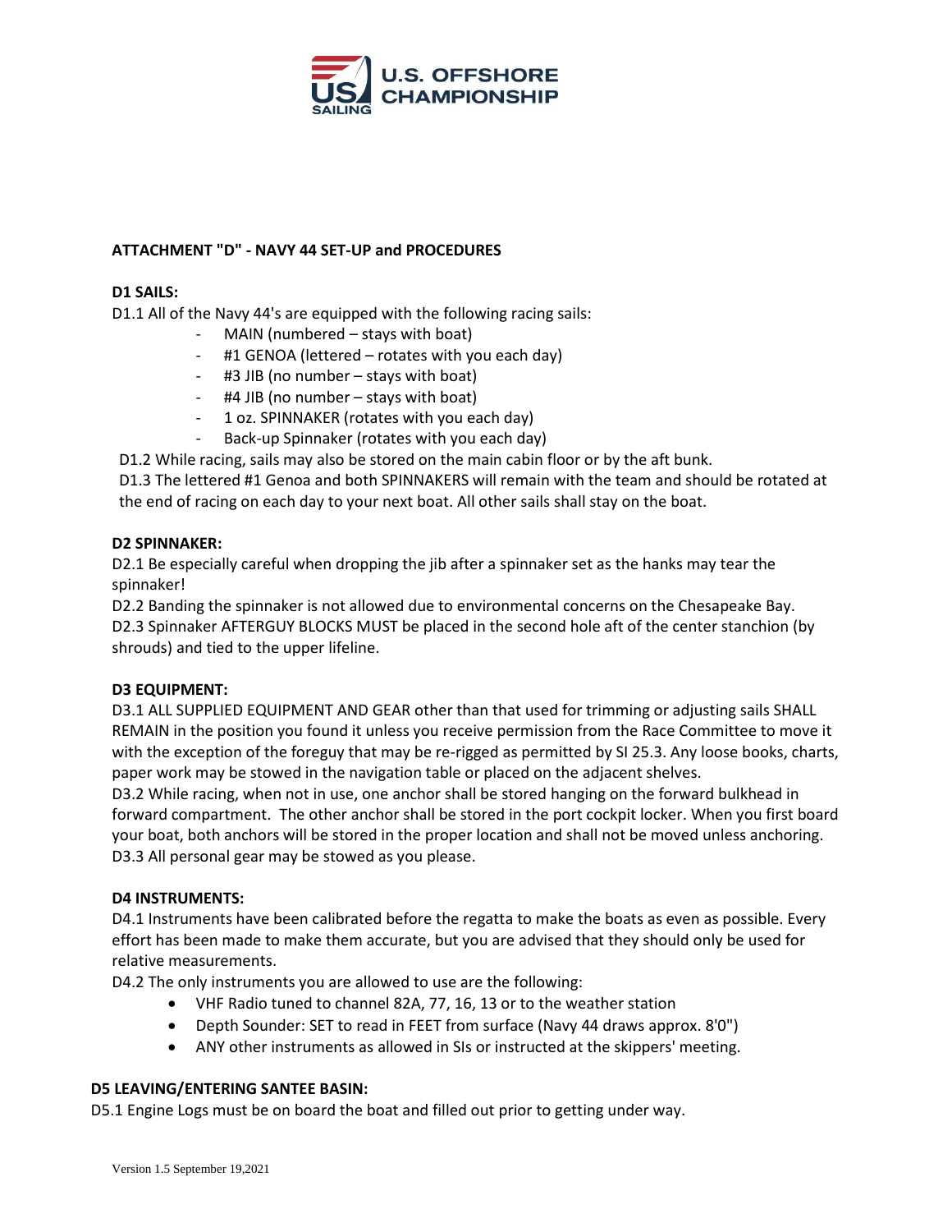## ATTACHMENT "D" - NAVY 44 SET-UP and PROCEDURES

### D1 SAILS:

D1.1 All of the Navy 44's are equipped with the following racing sails:

- MAIN (numbered – stays with boat)
- #1 GENOA (lettered – rotates with you each day)
- #3 JIB (no number – stays with boat)
- #4 JIB (no number – stays with boat)
- 1 oz. SPINNAKER (rotates with you each day)
- Back-up Spinnaker (rotates with you each day)

D1.2 While racing, sails may also be stored on the main cabin floor or by the aft bunk.

D1.3 The lettered #1 Genoa and both SPINNAKERS will remain with the team and should be rotated at the end of racing on each day to your next boat. All other sails shall stay on the boat.

### D2 SPINNAKER:

D2.1 Be especially careful when dropping the jib after a spinnaker set as the hanks may tear the spinnaker!

D2.2 Banding the spinnaker is not allowed due to environmental concerns on the Chesapeake Bay.

D2.3 Spinnaker AFTERGUY BLOCKS MUST be placed in the second hole aft of the center stanchion (by shrouds) and tied to the upper lifeline.

### D3 EQUIPMENT:

D3.1 ALL SUPPLIED EQUIPMENT AND GEAR other than that used for trimming or adjusting sails SHALL REMAIN in the position you found it unless you receive permission from the Race Committee to move it with the exception of the foreguy that may be re-rigged as permitted by SI 25.3. Any loose books, charts, paper work may be stowed in the navigation table or placed on the adjacent shelves.

D3.2 While racing, when not in use, one anchor shall be stored hanging on the forward bulkhead in forward compartment. The other anchor shall be stored in the port cockpit locker. When you first board your boat, both anchors will be stored in the proper location and shall not be moved unless anchoring.

D3.3 All personal gear may be stowed as you please.

### D4 INSTRUMENTS:

D4.1 Instruments have been calibrated before the regatta to make the boats as even as possible. Every effort has been made to make them accurate, but you are advised that they should only be used for relative measurements.

D4.2 The only instruments you are allowed to use are the following:

- VHF Radio tuned to channel 82A, 77, 16, 13 or to the weather station
- Depth Sounder: SET to read in FEET from surface (Navy 44 draws approx. 8'0")
- ANY other instruments as allowed in SIs or instructed at the skippers' meeting.

### D5 LEAVING/ENTERING SANTEE BASIN:

D5.1 Engine Logs must be on board the boat and filled out prior to getting under way.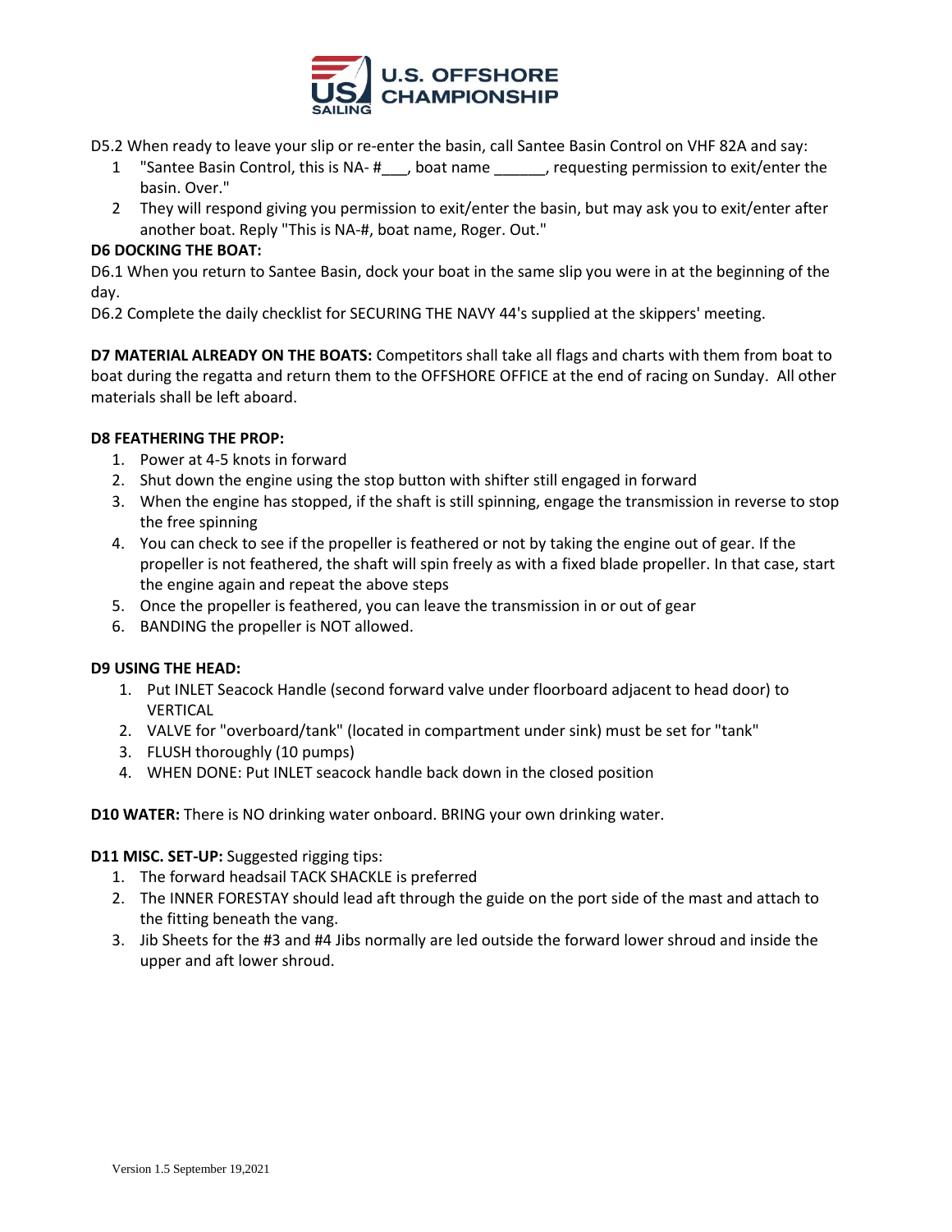D5.2 When ready to leave your slip or re-enter the basin, call Santee Basin Control on VHF 82A and say:

1. "Santee Basin Control, this is NA- #___, boat name ______, requesting permission to exit/enter the basin. Over."
2. They will respond giving you permission to exit/enter the basin, but may ask you to exit/enter after another boat. Reply "This is NA-#, boat name, Roger. Out."

**D6 DOCKING THE BOAT:**

D6.1 When you return to Santee Basin, dock your boat in the same slip you were in at the beginning of the day.

D6.2 Complete the daily checklist for SECURING THE NAVY 44's supplied at the skippers' meeting.

**D7 MATERIAL ALREADY ON THE BOATS:** Competitors shall take all flags and charts with them from boat to boat during the regatta and return them to the OFFSHORE OFFICE at the end of racing on Sunday. All other materials shall be left aboard.

**D8 FEATHERING THE PROP:**

1. Power at 4-5 knots in forward
2. Shut down the engine using the stop button with shifter still engaged in forward
3. When the engine has stopped, if the shaft is still spinning, engage the transmission in reverse to stop the free spinning
4. You can check to see if the propeller is feathered or not by taking the engine out of gear. If the propeller is not feathered, the shaft will spin freely as with a fixed blade propeller. In that case, start the engine again and repeat the above steps
5. Once the propeller is feathered, you can leave the transmission in or out of gear
6. BANDING the propeller is NOT allowed.

**D9 USING THE HEAD:**

1. Put INLET Seacock Handle (second forward valve under floorboard adjacent to head door) to VERTICAL
2. VALVE for "overboard/tank" (located in compartment under sink) must be set for "tank"
3. FLUSH thoroughly (10 pumps)
4. WHEN DONE: Put INLET seacock handle back down in the closed position

**D10 WATER:** There is NO drinking water onboard. BRING your own drinking water.

**D11 MISC. SET-UP:** Suggested rigging tips:

1. The forward headsail TACK SHACKLE is preferred
2. The INNER FORESTAY should lead aft through the guide on the port side of the mast and attach to the fitting beneath the vang.
3. Jib Sheets for the #3 and #4 Jibs normally are led outside the forward lower shroud and inside the upper and aft lower shroud.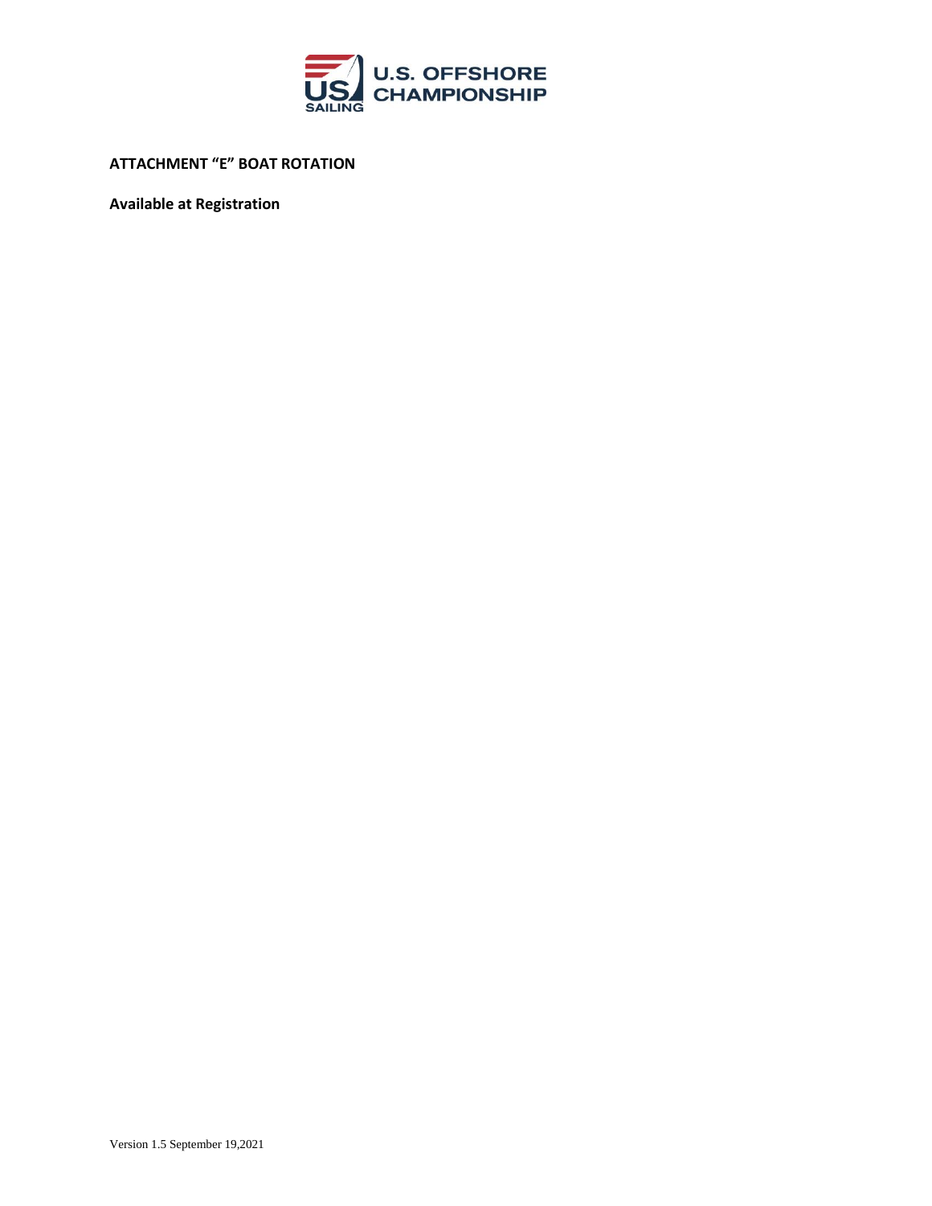## ATTACHMENT "E" BOAT ROTATION

**Available at Registration**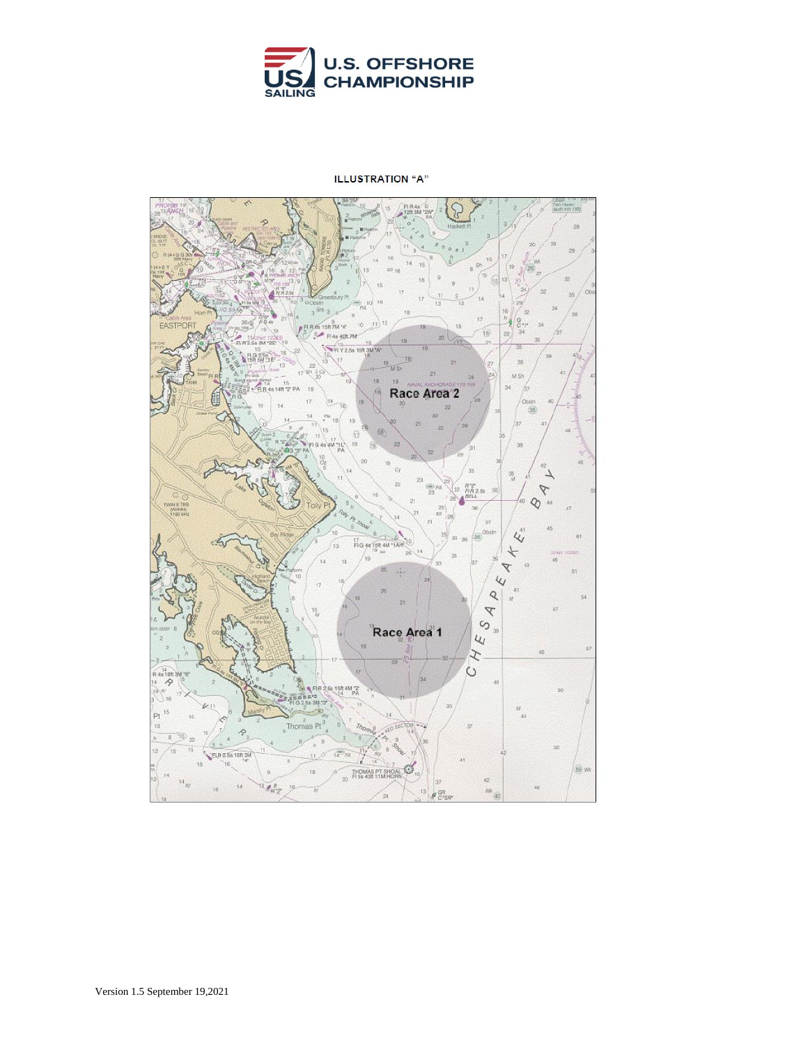## ILLUSTRATION "A"

Race Area 2

Race Area 1

Version 1.5 September 19,2021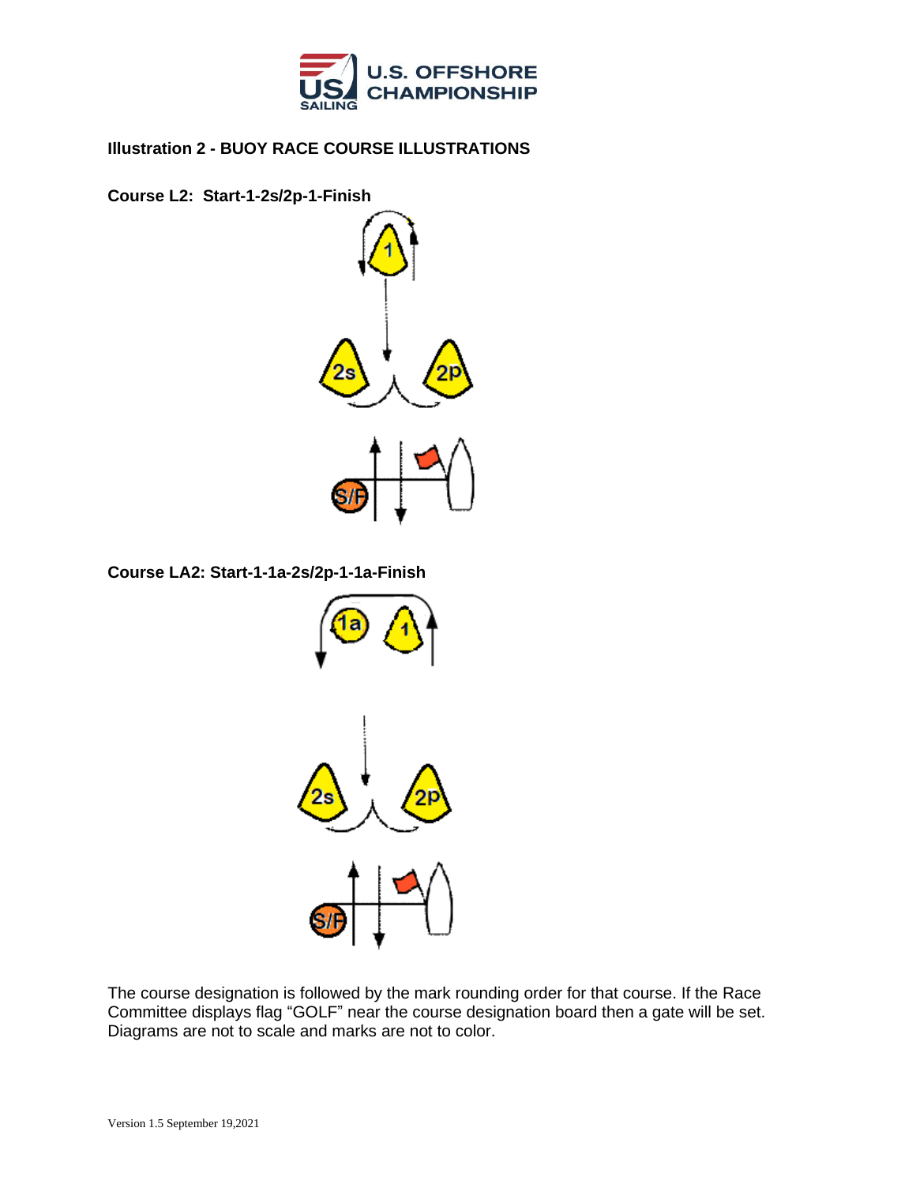# Illustration 2 - BUOY RACE COURSE ILLUSTRATIONS

**Course L2: Start-1-2s/2p-1-Finish**

1

2s

2p

S/F

**Course LA2: Start-1-1a-2s/2p-1-1a-Finish**

1a

1

2s

2p

S/F

The course designation is followed by the mark rounding order for that course. If the Race Committee displays flag "GOLF" near the course designation board then a gate will be set. Diagrams are not to scale and marks are not to color.

Version 1.5 September 19,2021